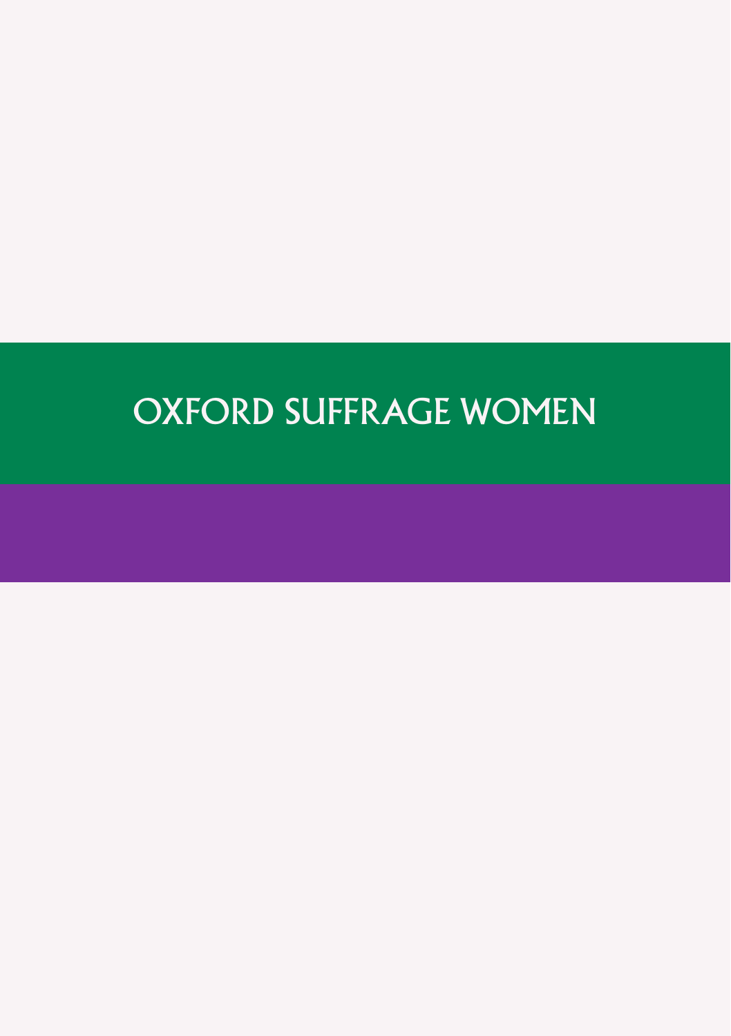# OXFORD SUFFRAGE WOMEN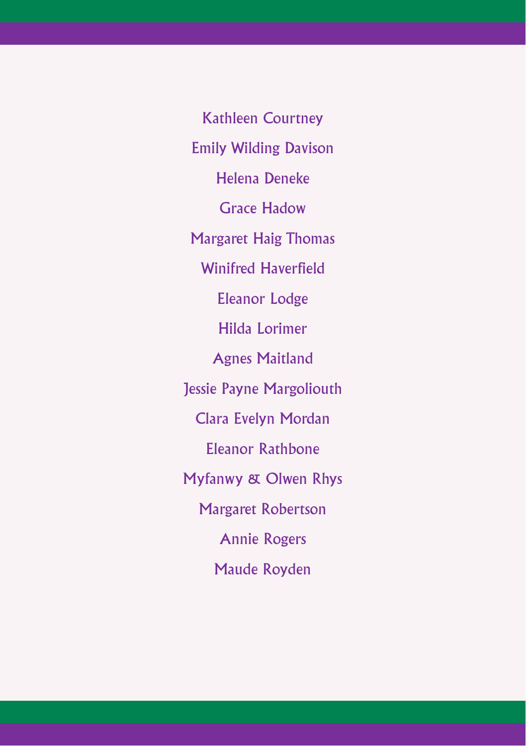Kathleen Courtney

Emily Wilding Davison

Helena Deneke

Grace Hadow

Margaret Haig Thomas

Winifred Haverfield

Eleanor Lodge

Hilda Lorimer

Agnes Maitland

Jessie Payne Margoliouth

Clara Evelyn Mordan

Eleanor Rathbone

Myfanwy & Olwen Rhys

Margaret Robertson

Annie Rogers

Maude Royden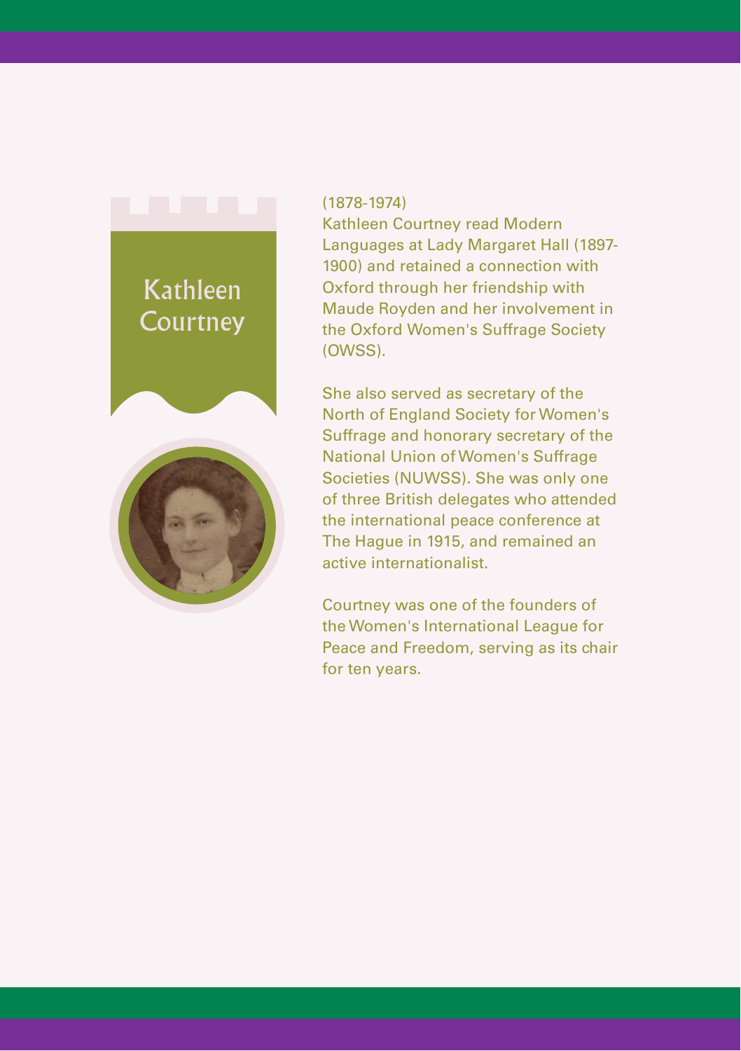# Kathleen Courtney

(1878-1974)

Kathleen Courtney read Modern Languages at Lady Margaret Hall (1897-1900) and retained a connection with Oxford through her friendship with Maude Royden and her involvement in the Oxford Women's Suffrage Society (OWSS).

She also served as secretary of the North of England Society for Women's Suffrage and honorary secretary of the National Union of Women's Suffrage Societies (NUWSS). She was only one of three British delegates who attended the international peace conference at The Hague in 1915, and remained an active internationalist.

Courtney was one of the founders of the Women's International League for Peace and Freedom, serving as its chair for ten years.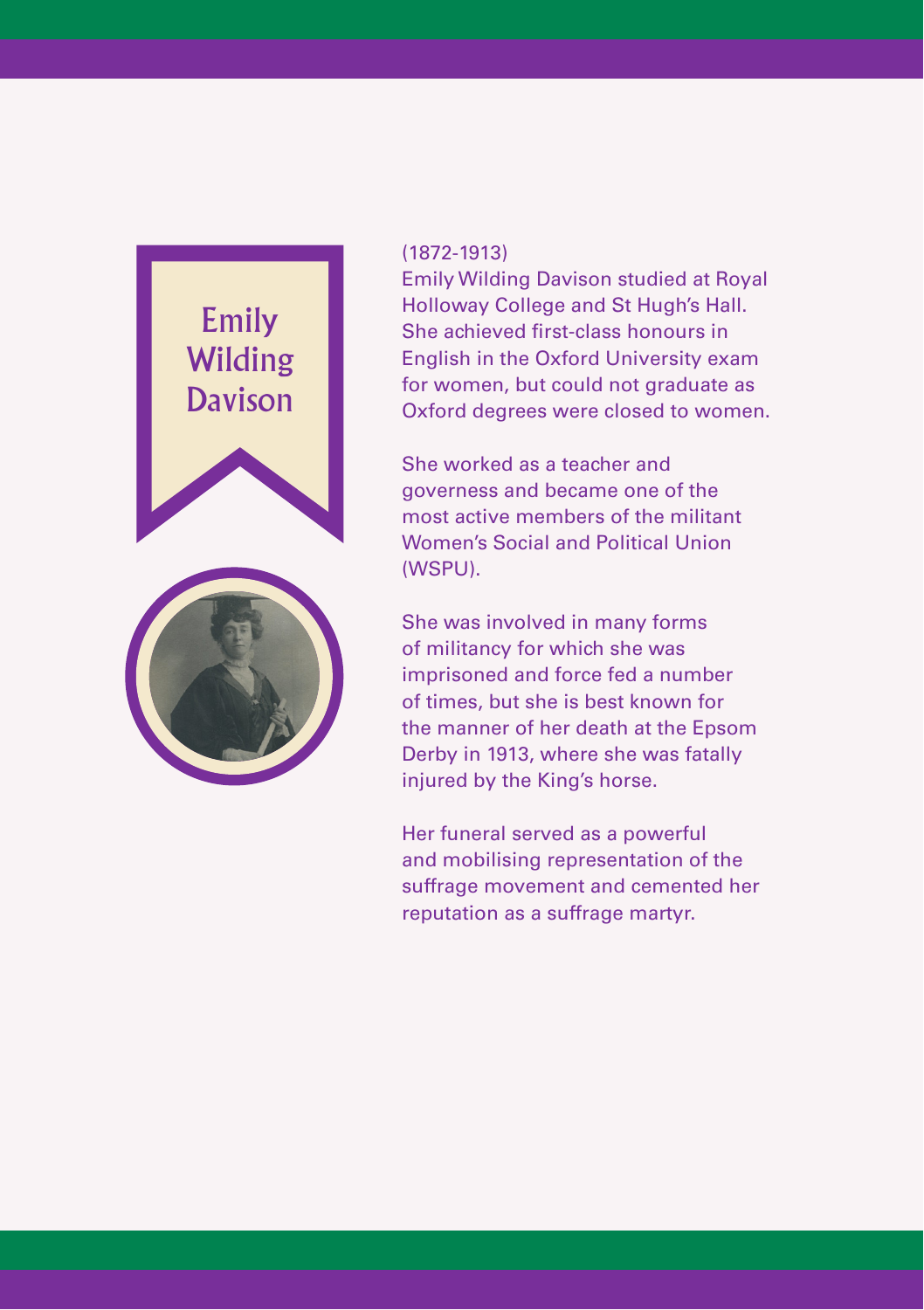# Emily Wilding Davison

(1872-1913)

Emily Wilding Davison studied at Royal Holloway College and St Hugh's Hall. She achieved first-class honours in English in the Oxford University exam for women, but could not graduate as Oxford degrees were closed to women.

She worked as a teacher and governess and became one of the most active members of the militant Women's Social and Political Union (WSPU).

She was involved in many forms of militancy for which she was imprisoned and force fed a number of times, but she is best known for the manner of her death at the Epsom Derby in 1913, where she was fatally injured by the King's horse.

Her funeral served as a powerful and mobilising representation of the suffrage movement and cemented her reputation as a suffrage martyr.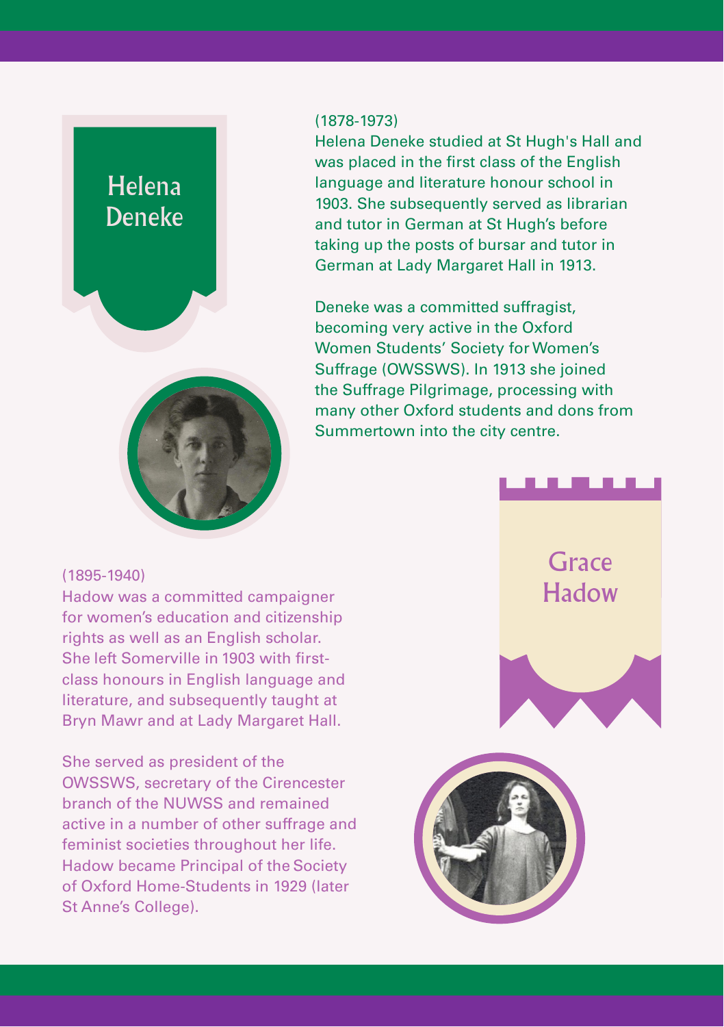## Helena Deneke

(1878-1973)

Helena Deneke studied at St Hugh's Hall and was placed in the first class of the English language and literature honour school in 1903. She subsequently served as librarian and tutor in German at St Hugh's before taking up the posts of bursar and tutor in German at Lady Margaret Hall in 1913.

Deneke was a committed suffragist, becoming very active in the Oxford Women Students' Society for Women's Suffrage (OWSSWS). In 1913 she joined the Suffrage Pilgrimage, processing with many other Oxford students and dons from Summertown into the city centre.

## Grace Hadow

(1895-1940)

Hadow was a committed campaigner for women's education and citizenship rights as well as an English scholar. She left Somerville in 1903 with first-class honours in English language and literature, and subsequently taught at Bryn Mawr and at Lady Margaret Hall.

She served as president of the OWSSWS, secretary of the Cirencester branch of the NUWSS and remained active in a number of other suffrage and feminist societies throughout her life. Hadow became Principal of the Society of Oxford Home-Students in 1929 (later St Anne's College).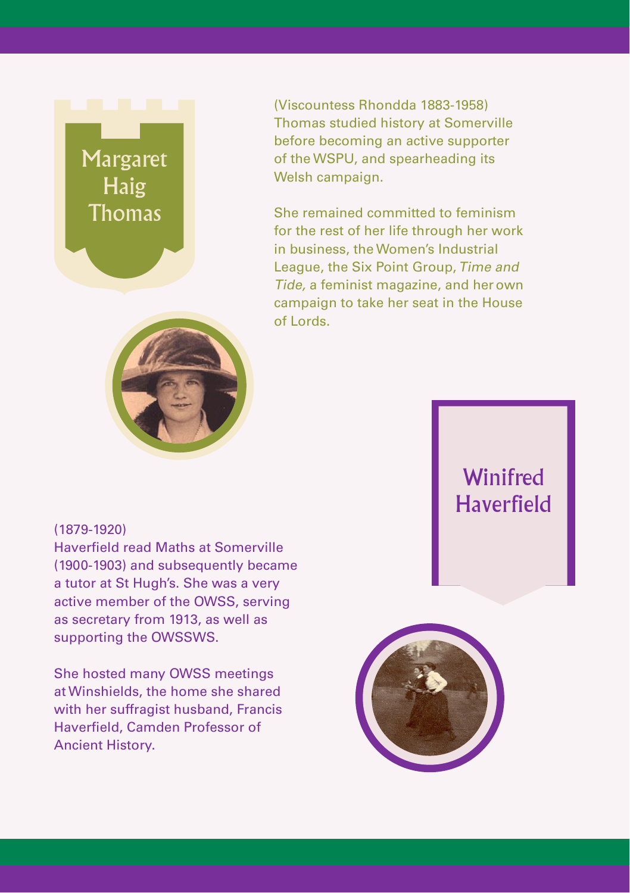## Margaret Haig Thomas

(Viscountess Rhondda 1883-1958)
Thomas studied history at Somerville before becoming an active supporter of the WSPU, and spearheading its Welsh campaign.

She remained committed to feminism for the rest of her life through her work in business, the Women's Industrial League, the Six Point Group, *Time and Tide,* a feminist magazine, and her own campaign to take her seat in the House of Lords.

## Winifred Haverfield

(1879-1920)
Haverfield read Maths at Somerville (1900-1903) and subsequently became a tutor at St Hugh's. She was a very active member of the OWSS, serving as secretary from 1913, as well as supporting the OWSSWS.

She hosted many OWSS meetings at Winshields, the home she shared with her suffragist husband, Francis Haverfield, Camden Professor of Ancient History.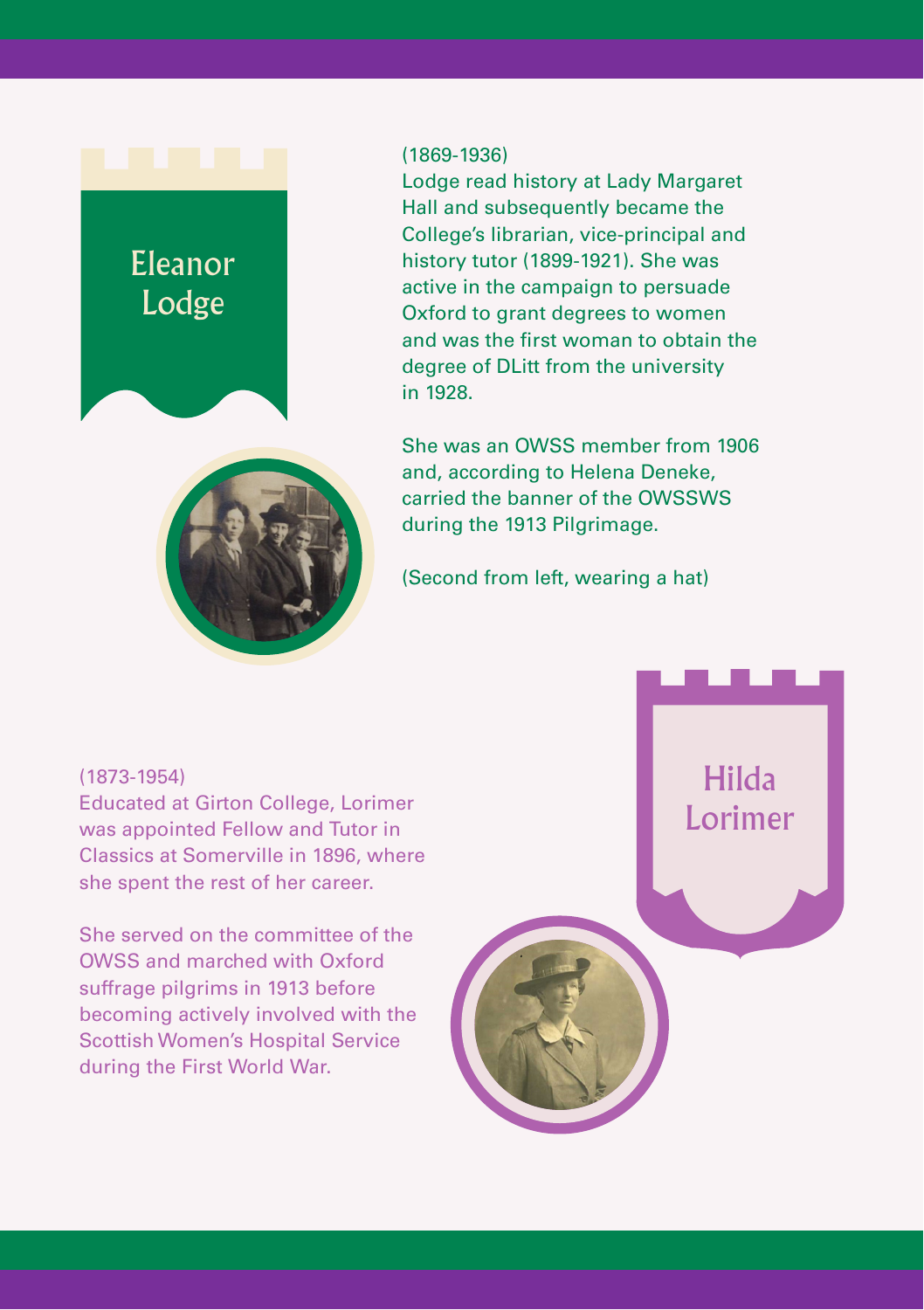## Eleanor Lodge

(1869-1936)

Lodge read history at Lady Margaret Hall and subsequently became the College's librarian, vice-principal and history tutor (1899-1921). She was active in the campaign to persuade Oxford to grant degrees to women and was the first woman to obtain the degree of DLitt from the university in 1928.

She was an OWSS member from 1906 and, according to Helena Deneke, carried the banner of the OWSSWS during the 1913 Pilgrimage.

(Second from left, wearing a hat)

## Hilda Lorimer

(1873-1954)

Educated at Girton College, Lorimer was appointed Fellow and Tutor in Classics at Somerville in 1896, where she spent the rest of her career.

She served on the committee of the OWSS and marched with Oxford suffrage pilgrims in 1913 before becoming actively involved with the Scottish Women's Hospital Service during the First World War.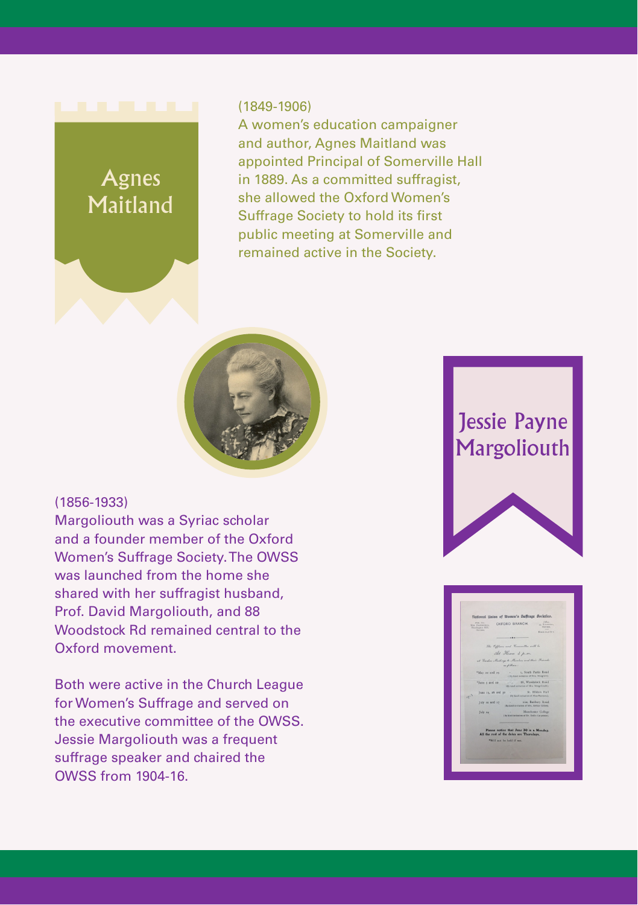## Agnes Maitland

(1849-1906)

A women's education campaigner and author, Agnes Maitland was appointed Principal of Somerville Hall in 1889. As a committed suffragist, she allowed the Oxford Women's Suffrage Society to hold its first public meeting at Somerville and remained active in the Society.

## Jessie Payne Margoliouth

(1856-1933)

Margoliouth was a Syriac scholar and a founder member of the Oxford Women's Suffrage Society. The OWSS was launched from the home she shared with her suffragist husband, Prof. David Margoliouth, and 88 Woodstock Rd remained central to the Oxford movement.

Both were active in the Church League for Women's Suffrage and served on the executive committee of the OWSS. Jessie Margoliouth was a frequent suffrage speaker and chaired the OWSS from 1904-16.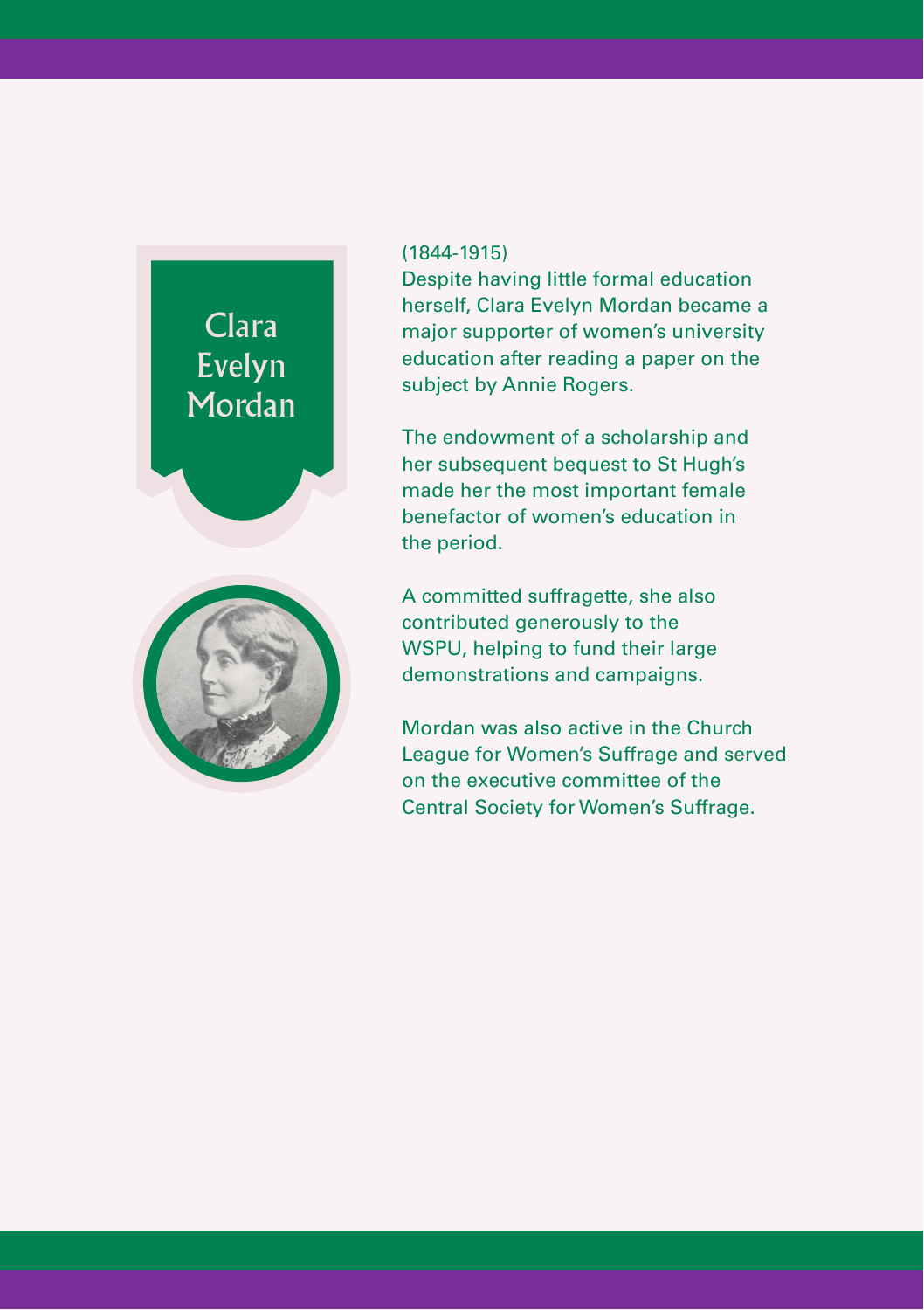# Clara Evelyn Mordan

(1844-1915)

Despite having little formal education herself, Clara Evelyn Mordan became a major supporter of women's university education after reading a paper on the subject by Annie Rogers.

The endowment of a scholarship and her subsequent bequest to St Hugh's made her the most important female benefactor of women's education in the period.

A committed suffragette, she also contributed generously to the WSPU, helping to fund their large demonstrations and campaigns.

Mordan was also active in the Church League for Women's Suffrage and served on the executive committee of the Central Society for Women's Suffrage.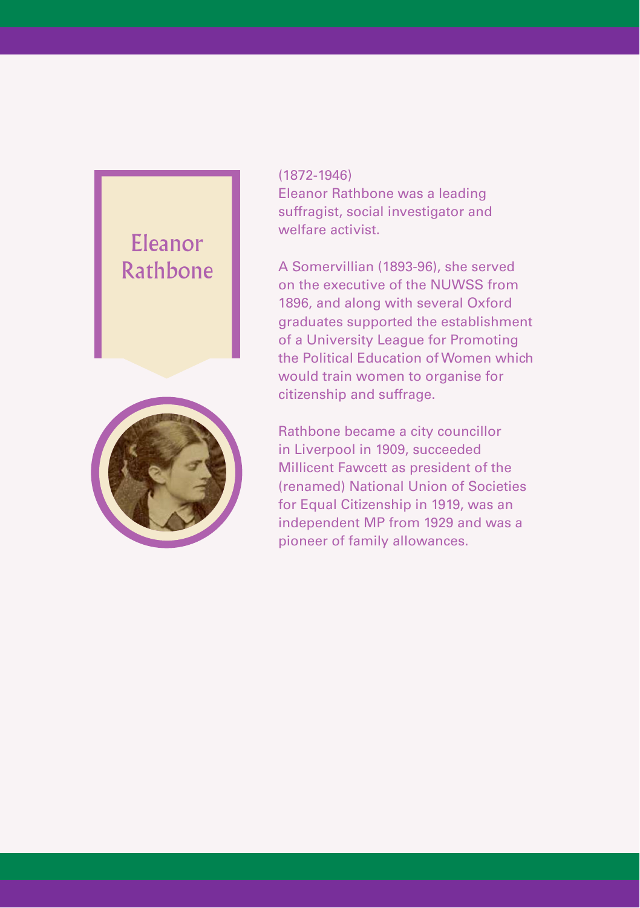# Eleanor Rathbone

(1872-1946)
Eleanor Rathbone was a leading suffragist, social investigator and welfare activist.

A Somervillian (1893-96), she served on the executive of the NUWSS from 1896, and along with several Oxford graduates supported the establishment of a University League for Promoting the Political Education of Women which would train women to organise for citizenship and suffrage.

Rathbone became a city councillor in Liverpool in 1909, succeeded Millicent Fawcett as president of the (renamed) National Union of Societies for Equal Citizenship in 1919, was an independent MP from 1929 and was a pioneer of family allowances.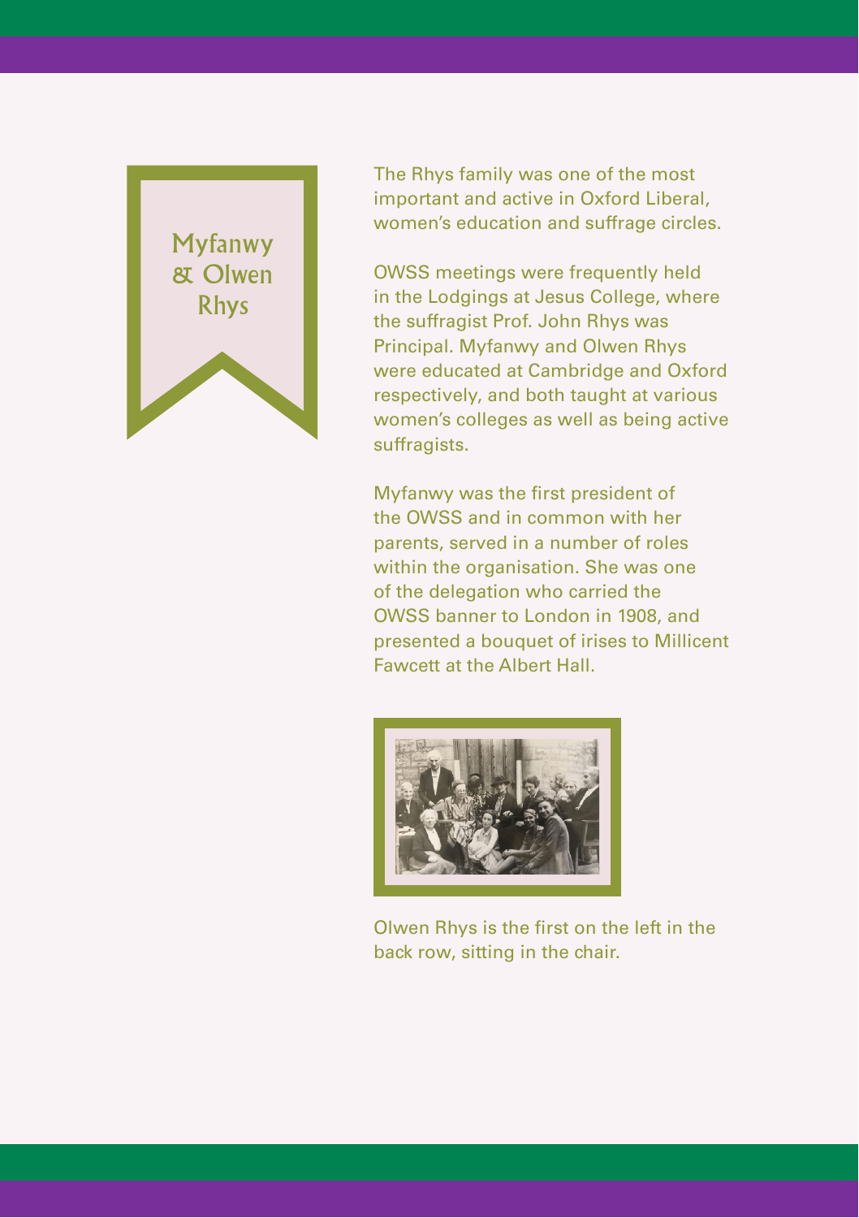# Myfanwy & Olwen Rhys

The Rhys family was one of the most important and active in Oxford Liberal, women's education and suffrage circles.

OWSS meetings were frequently held in the Lodgings at Jesus College, where the suffragist Prof. John Rhys was Principal. Myfanwy and Olwen Rhys were educated at Cambridge and Oxford respectively, and both taught at various women's colleges as well as being active suffragists.

Myfanwy was the first president of the OWSS and in common with her parents, served in a number of roles within the organisation. She was one of the delegation who carried the OWSS banner to London in 1908, and presented a bouquet of irises to Millicent Fawcett at the Albert Hall.

Olwen Rhys is the first on the left in the back row, sitting in the chair.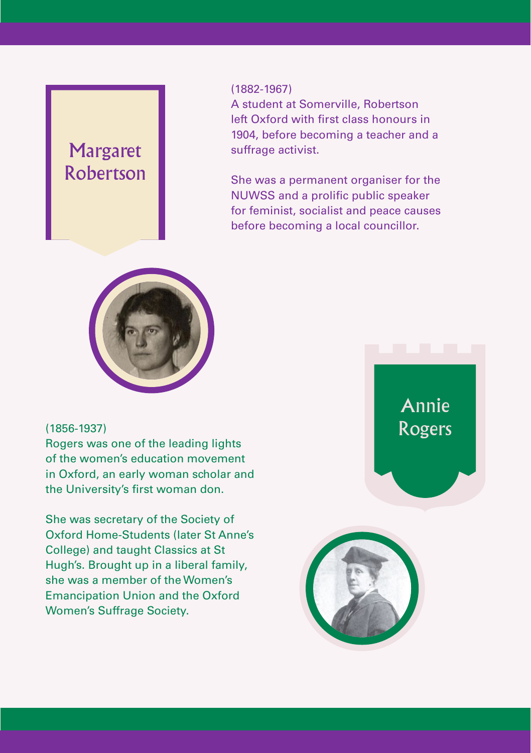## Margaret Robertson

(1882-1967)

A student at Somerville, Robertson left Oxford with first class honours in 1904, before becoming a teacher and a suffrage activist.

She was a permanent organiser for the NUWSS and a prolific public speaker for feminist, socialist and peace causes before becoming a local councillor.

## Annie Rogers

(1856-1937)

Rogers was one of the leading lights of the women's education movement in Oxford, an early woman scholar and the University's first woman don.

She was secretary of the Society of Oxford Home-Students (later St Anne's College) and taught Classics at St Hugh's. Brought up in a liberal family, she was a member of the Women's Emancipation Union and the Oxford Women's Suffrage Society.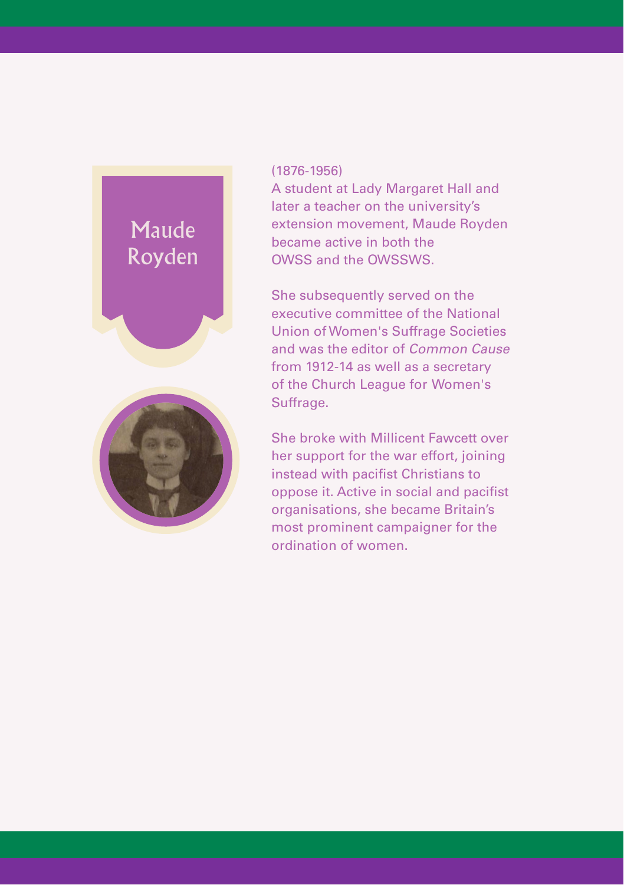# Maude Royden

(1876-1956)

A student at Lady Margaret Hall and later a teacher on the university's extension movement, Maude Royden became active in both the OWSS and the OWSSWS.

She subsequently served on the executive committee of the National Union of Women's Suffrage Societies and was the editor of *Common Cause* from 1912-14 as well as a secretary of the Church League for Women's Suffrage.

She broke with Millicent Fawcett over her support for the war effort, joining instead with pacifist Christians to oppose it. Active in social and pacifist organisations, she became Britain's most prominent campaigner for the ordination of women.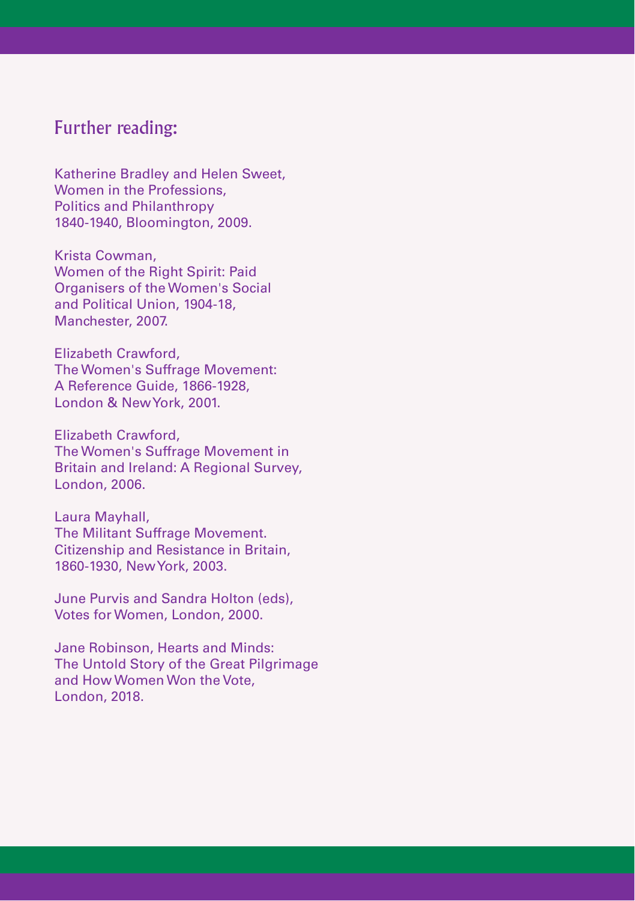## Further reading:

Katherine Bradley and Helen Sweet, Women in the Professions, Politics and Philanthropy 1840-1940, Bloomington, 2009.

Krista Cowman, Women of the Right Spirit: Paid Organisers of the Women's Social and Political Union, 1904-18, Manchester, 2007.

Elizabeth Crawford, The Women's Suffrage Movement: A Reference Guide, 1866-1928, London & New York, 2001.

Elizabeth Crawford, The Women's Suffrage Movement in Britain and Ireland: A Regional Survey, London, 2006.

Laura Mayhall, The Militant Suffrage Movement. Citizenship and Resistance in Britain, 1860-1930, New York, 2003.

June Purvis and Sandra Holton (eds), Votes for Women, London, 2000.

Jane Robinson, Hearts and Minds: The Untold Story of the Great Pilgrimage and How Women Won the Vote, London, 2018.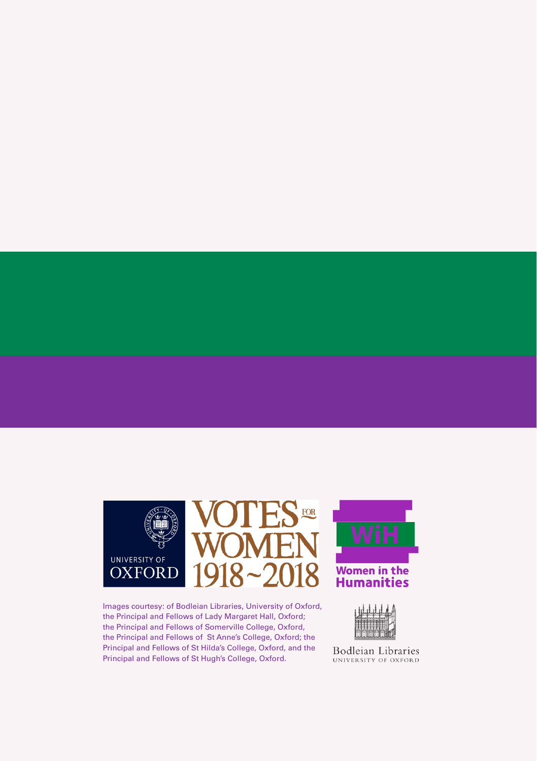UNIVERSITY OF OXFORD

VOTES FOR WOMEN 1918~2018

WiH Women in the Humanities

Images courtesy: of Bodleian Libraries, University of Oxford, the Principal and Fellows of Lady Margaret Hall, Oxford; the Principal and Fellows of Somerville College, Oxford, the Principal and Fellows of St Anne's College, Oxford; the Principal and Fellows of St Hilda's College, Oxford, and the Principal and Fellows of St Hugh's College, Oxford.

Bodleian Libraries
UNIVERSITY OF OXFORD